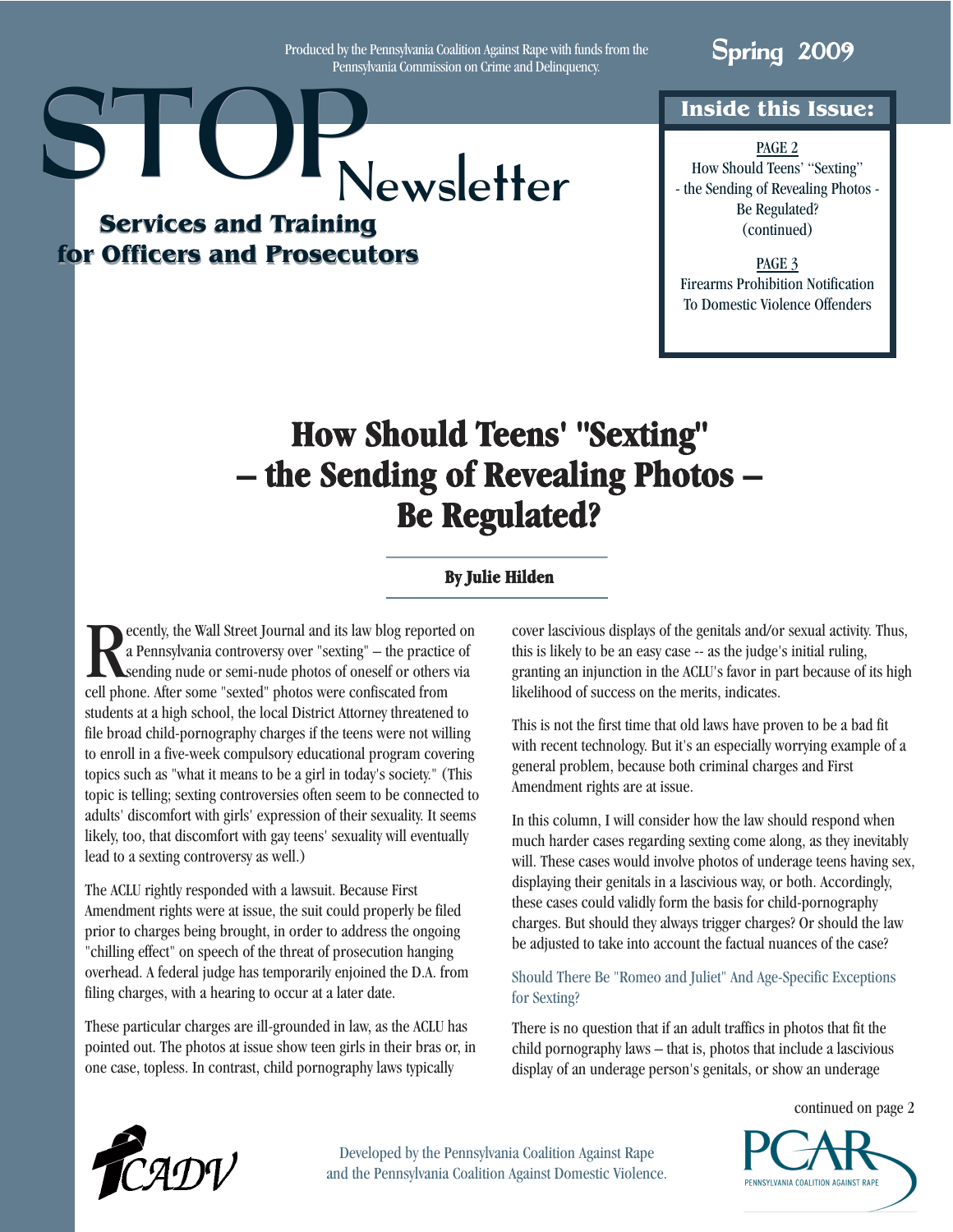Produced by the Pennsylvania Coalition Against Rape with funds from the Pennsylvania Commission on Crime and Delinquency.

Spring 2009

# STOP Newsletter

**Services and Training for Officers and Prosecutors**

**Inside this Issue:**

PAGE 2
How Should Teens' "Sexting" - the Sending of Revealing Photos - Be Regulated? (continued)

PAGE 3
Firearms Prohibition Notification To Domestic Violence Offenders

## How Should Teens' "Sexting" – the Sending of Revealing Photos – Be Regulated?

**By Julie Hilden**

Recently, the Wall Street Journal and its law blog reported on a Pennsylvania controversy over "sexting" – the practice of sending nude or semi-nude photos of oneself or others via cell phone. After some "sexted" photos were confiscated from students at a high school, the local District Attorney threatened to file broad child-pornography charges if the teens were not willing to enroll in a five-week compulsory educational program covering topics such as "what it means to be a girl in today's society." (This topic is telling; sexting controversies often seem to be connected to adults' discomfort with girls' expression of their sexuality. It seems likely, too, that discomfort with gay teens' sexuality will eventually lead to a sexting controversy as well.)

The ACLU rightly responded with a lawsuit. Because First Amendment rights were at issue, the suit could properly be filed prior to charges being brought, in order to address the ongoing "chilling effect" on speech of the threat of prosecution hanging overhead. A federal judge has temporarily enjoined the D.A. from filing charges, with a hearing to occur at a later date.

These particular charges are ill-grounded in law, as the ACLU has pointed out. The photos at issue show teen girls in their bras or, in one case, topless. In contrast, child pornography laws typically cover lascivious displays of the genitals and/or sexual activity. Thus, this is likely to be an easy case -- as the judge's initial ruling, granting an injunction in the ACLU's favor in part because of its high likelihood of success on the merits, indicates.

This is not the first time that old laws have proven to be a bad fit with recent technology. But it's an especially worrying example of a general problem, because both criminal charges and First Amendment rights are at issue.

In this column, I will consider how the law should respond when much harder cases regarding sexting come along, as they inevitably will. These cases would involve photos of underage teens having sex, displaying their genitals in a lascivious way, or both. Accordingly, these cases could validly form the basis for child-pornography charges. But should they always trigger charges? Or should the law be adjusted to take into account the factual nuances of the case?

### Should There Be "Romeo and Juliet" And Age-Specific Exceptions for Sexting?

There is no question that if an adult traffics in photos that fit the child pornography laws – that is, photos that include a lascivious display of an underage person's genitals, or show an underage

continued on page 2

Developed by the Pennsylvania Coalition Against Rape and the Pennsylvania Coalition Against Domestic Violence.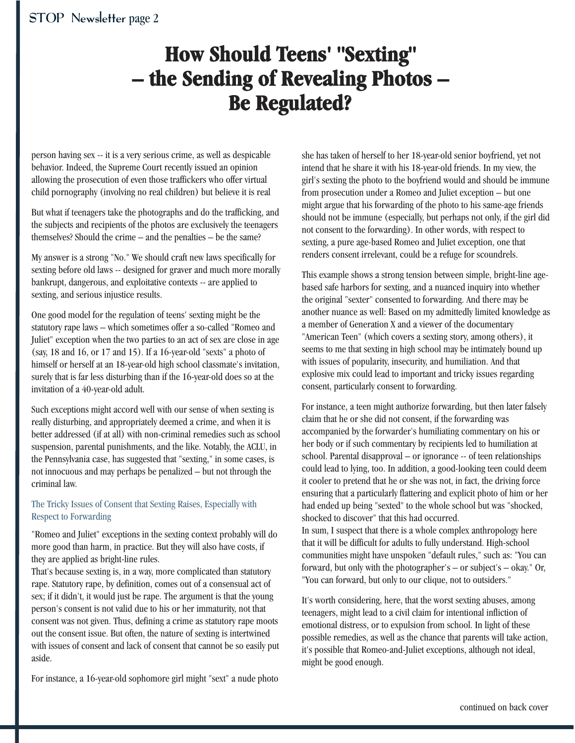# How Should Teens' "Sexting" – the Sending of Revealing Photos – Be Regulated?

person having sex -- it is a very serious crime, as well as despicable behavior. Indeed, the Supreme Court recently issued an opinion allowing the prosecution of even those traffickers who offer virtual child pornography (involving no real children) but believe it is real

But what if teenagers take the photographs and do the trafficking, and the subjects and recipients of the photos are exclusively the teenagers themselves? Should the crime – and the penalties – be the same?

My answer is a strong "No." We should craft new laws specifically for sexting before old laws -- designed for graver and much more morally bankrupt, dangerous, and exploitative contexts -- are applied to sexting, and serious injustice results.

One good model for the regulation of teens' sexting might be the statutory rape laws – which sometimes offer a so-called "Romeo and Juliet" exception when the two parties to an act of sex are close in age (say, 18 and 16, or 17 and 15). If a 16-year-old "sexts" a photo of himself or herself at an 18-year-old high school classmate's invitation, surely that is far less disturbing than if the 16-year-old does so at the invitation of a 40-year-old adult.

Such exceptions might accord well with our sense of when sexting is really disturbing, and appropriately deemed a crime, and when it is better addressed (if at all) with non-criminal remedies such as school suspension, parental punishments, and the like. Notably, the ACLU, in the Pennsylvania case, has suggested that "sexting," in some cases, is not innocuous and may perhaps be penalized – but not through the criminal law.

### The Tricky Issues of Consent that Sexting Raises, Especially with Respect to Forwarding

"Romeo and Juliet" exceptions in the sexting context probably will do more good than harm, in practice. But they will also have costs, if they are applied as bright-line rules.

That's because sexting is, in a way, more complicated than statutory rape. Statutory rape, by definition, comes out of a consensual act of sex; if it didn't, it would just be rape. The argument is that the young person's consent is not valid due to his or her immaturity, not that consent was not given. Thus, defining a crime as statutory rape moots out the consent issue. But often, the nature of sexting is intertwined with issues of consent and lack of consent that cannot be so easily put aside.

For instance, a 16-year-old sophomore girl might "sext" a nude photo she has taken of herself to her 18-year-old senior boyfriend, yet not intend that he share it with his 18-year-old friends. In my view, the girl's sexting the photo to the boyfriend would and should be immune from prosecution under a Romeo and Juliet exception – but one might argue that his forwarding of the photo to his same-age friends should not be immune (especially, but perhaps not only, if the girl did not consent to the forwarding). In other words, with respect to sexting, a pure age-based Romeo and Juliet exception, one that renders consent irrelevant, could be a refuge for scoundrels.

This example shows a strong tension between simple, bright-line age-based safe harbors for sexting, and a nuanced inquiry into whether the original "sexter" consented to forwarding. And there may be another nuance as well: Based on my admittedly limited knowledge as a member of Generation X and a viewer of the documentary "American Teen" (which covers a sexting story, among others), it seems to me that sexting in high school may be intimately bound up with issues of popularity, insecurity, and humiliation. And that explosive mix could lead to important and tricky issues regarding consent, particularly consent to forwarding.

For instance, a teen might authorize forwarding, but then later falsely claim that he or she did not consent, if the forwarding was accompanied by the forwarder's humiliating commentary on his or her body or if such commentary by recipients led to humiliation at school. Parental disapproval – or ignorance -- of teen relationships could lead to lying, too. In addition, a good-looking teen could deem it cooler to pretend that he or she was not, in fact, the driving force ensuring that a particularly flattering and explicit photo of him or her had ended up being "sexted" to the whole school but was "shocked, shocked to discover" that this had occurred.

In sum, I suspect that there is a whole complex anthropology here that it will be difficult for adults to fully understand. High-school communities might have unspoken "default rules," such as: "You can forward, but only with the photographer's – or subject's – okay." Or, "You can forward, but only to our clique, not to outsiders."

It's worth considering, here, that the worst sexting abuses, among teenagers, might lead to a civil claim for intentional infliction of emotional distress, or to expulsion from school. In light of these possible remedies, as well as the chance that parents will take action, it's possible that Romeo-and-Juliet exceptions, although not ideal, might be good enough.

continued on back cover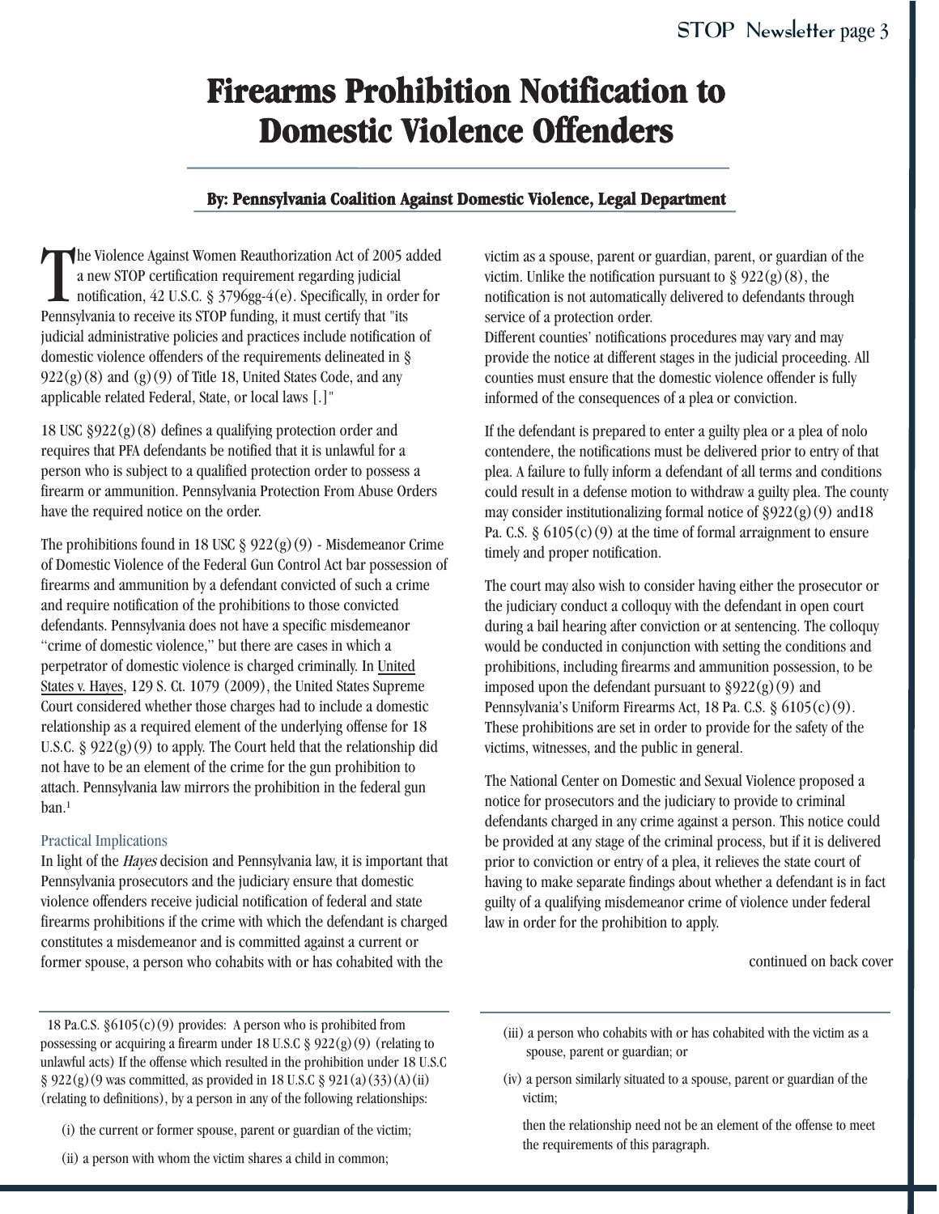# Firearms Prohibition Notification to Domestic Violence Offenders

**By: Pennsylvania Coalition Against Domestic Violence, Legal Department**

The Violence Against Women Reauthorization Act of 2005 added a new STOP certification requirement regarding judicial notification, 42 U.S.C. § 3796gg-4(e). Specifically, in order for Pennsylvania to receive its STOP funding, it must certify that "its judicial administrative policies and practices include notification of domestic violence offenders of the requirements delineated in § 922(g)(8) and (g)(9) of Title 18, United States Code, and any applicable related Federal, State, or local laws [.]"

18 USC §922(g)(8) defines a qualifying protection order and requires that PFA defendants be notified that it is unlawful for a person who is subject to a qualified protection order to possess a firearm or ammunition. Pennsylvania Protection From Abuse Orders have the required notice on the order.

The prohibitions found in 18 USC § 922(g)(9) - Misdemeanor Crime of Domestic Violence of the Federal Gun Control Act bar possession of firearms and ammunition by a defendant convicted of such a crime and require notification of the prohibitions to those convicted defendants. Pennsylvania does not have a specific misdemeanor "crime of domestic violence," but there are cases in which a perpetrator of domestic violence is charged criminally. In United States v. Hayes, 129 S. Ct. 1079 (2009), the United States Supreme Court considered whether those charges had to include a domestic relationship as a required element of the underlying offense for 18 U.S.C. § 922(g)(9) to apply. The Court held that the relationship did not have to be an element of the crime for the gun prohibition to attach. Pennsylvania law mirrors the prohibition in the federal gun ban.[1]

## Practical Implications

In light of the *Hayes* decision and Pennsylvania law, it is important that Pennsylvania prosecutors and the judiciary ensure that domestic violence offenders receive judicial notification of federal and state firearms prohibitions if the crime with which the defendant is charged constitutes a misdemeanor and is committed against a current or former spouse, a person who cohabits with or has cohabited with the victim as a spouse, parent or guardian, parent, or guardian of the victim. Unlike the notification pursuant to § 922(g)(8), the notification is not automatically delivered to defendants through service of a protection order.

Different counties' notifications procedures may vary and may provide the notice at different stages in the judicial proceeding. All counties must ensure that the domestic violence offender is fully informed of the consequences of a plea or conviction.

If the defendant is prepared to enter a guilty plea or a plea of nolo contendere, the notifications must be delivered prior to entry of that plea. A failure to fully inform a defendant of all terms and conditions could result in a defense motion to withdraw a guilty plea. The county may consider institutionalizing formal notice of §922(g)(9) and18 Pa. C.S. § 6105(c)(9) at the time of formal arraignment to ensure timely and proper notification.

The court may also wish to consider having either the prosecutor or the judiciary conduct a colloquy with the defendant in open court during a bail hearing after conviction or at sentencing. The colloquy would be conducted in conjunction with setting the conditions and prohibitions, including firearms and ammunition possession, to be imposed upon the defendant pursuant to §922(g)(9) and Pennsylvania's Uniform Firearms Act, 18 Pa. C.S. § 6105(c)(9). These prohibitions are set in order to provide for the safety of the victims, witnesses, and the public in general.

The National Center on Domestic and Sexual Violence proposed a notice for prosecutors and the judiciary to provide to criminal defendants charged in any crime against a person. This notice could be provided at any stage of the criminal process, but if it is delivered prior to conviction or entry of a plea, it relieves the state court of having to make separate findings about whether a defendant is in fact guilty of a qualifying misdemeanor crime of violence under federal law in order for the prohibition to apply.

continued on back cover

---

[1] 18 Pa.C.S. §6105(c)(9) provides: A person who is prohibited from possessing or acquiring a firearm under 18 U.S.C § 922(g)(9) (relating to unlawful acts) If the offense which resulted in the prohibition under 18 U.S.C § 922(g)(9 was committed, as provided in 18 U.S.C § 921(a)(33)(A)(ii) (relating to definitions), by a person in any of the following relationships:

(i) the current or former spouse, parent or guardian of the victim;

(ii) a person with whom the victim shares a child in common;

(iii) a person who cohabits with or has cohabited with the victim as a spouse, parent or guardian; or

(iv) a person similarly situated to a spouse, parent or guardian of the victim;

then the relationship need not be an element of the offense to meet the requirements of this paragraph.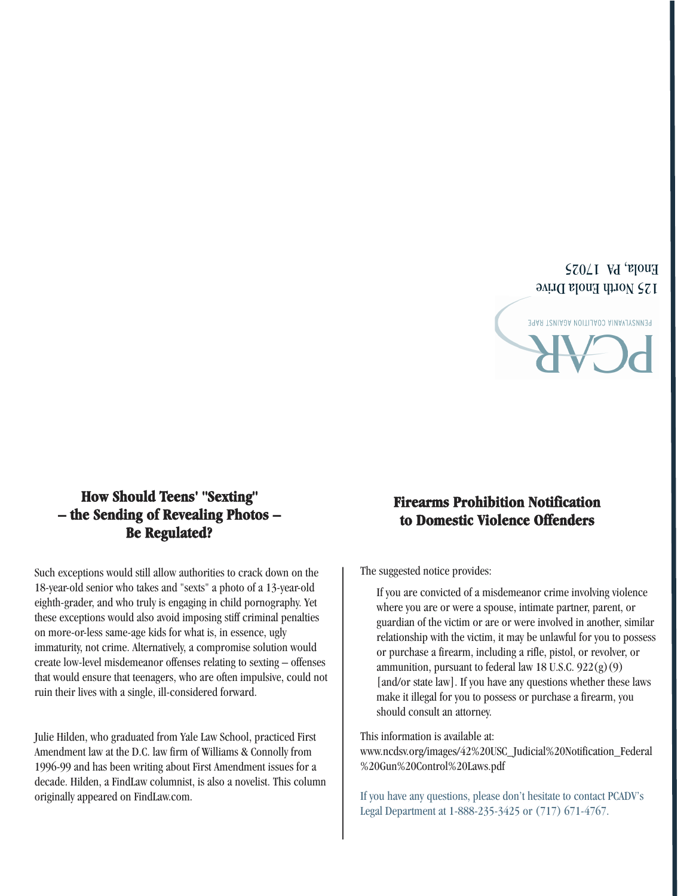PENNSYLVANIA COALITION AGAINST RAPE

PCAR

125 North Enola Drive
Enola, PA 17025

## How Should Teens' "Sexting" – the Sending of Revealing Photos – Be Regulated?

Such exceptions would still allow authorities to crack down on the 18-year-old senior who takes and "sexts" a photo of a 13-year-old eighth-grader, and who truly is engaging in child pornography. Yet these exceptions would also avoid imposing stiff criminal penalties on more-or-less same-age kids for what is, in essence, ugly immaturity, not crime. Alternatively, a compromise solution would create low-level misdemeanor offenses relating to sexting – offenses that would ensure that teenagers, who are often impulsive, could not ruin their lives with a single, ill-considered forward.

Julie Hilden, who graduated from Yale Law School, practiced First Amendment law at the D.C. law firm of Williams & Connolly from 1996-99 and has been writing about First Amendment issues for a decade. Hilden, a FindLaw columnist, is also a novelist. This column originally appeared on FindLaw.com.

## Firearms Prohibition Notification to Domestic Violence Offenders

The suggested notice provides:

> If you are convicted of a misdemeanor crime involving violence where you are or were a spouse, intimate partner, parent, or guardian of the victim or are or were involved in another, similar relationship with the victim, it may be unlawful for you to possess or purchase a firearm, including a rifle, pistol, or revolver, or ammunition, pursuant to federal law 18 U.S.C. 922(g)(9) [and/or state law]. If you have any questions whether these laws make it illegal for you to possess or purchase a firearm, you should consult an attorney.

This information is available at:
www.ncdsv.org/images/42%20USC_Judicial%20Notification_Federal%20Gun%20Control%20Laws.pdf

If you have any questions, please don't hesitate to contact PCADV's Legal Department at 1-888-235-3425 or (717) 671-4767.